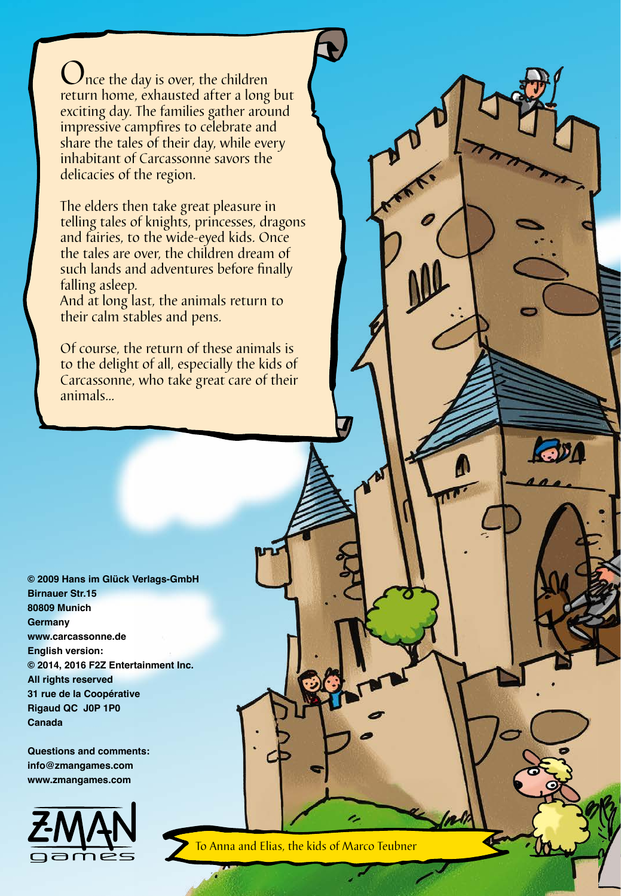Once the day is over, the children return home, exhausted after a long but exciting day. The families gather around impressive campfires to celebrate and share the tales of their day, while every inhabitant of Carcassonne savors the delicacies of the region.

The elders then take great pleasure in telling tales of knights, princesses, dragons and fairies, to the wide-eyed kids. Once the tales are over, the children dream of such lands and adventures before finally falling asleep.
And at long last, the animals return to their calm stables and pens.

Of course, the return of these animals is to the delight of all, especially the kids of Carcassonne, who take great care of their animals...

**© 2009 Hans im Glück Verlags-GmbH**
**Birnauer Str.15**
**80809 Munich**
**Germany**
**www.carcassonne.de**
**English version:**
**© 2014, 2016 F2Z Entertainment Inc.**
**All rights reserved**
**31 rue de la Coopérative**
**Rigaud QC J0P 1P0**
**Canada**

**Questions and comments:**
**info@zmangames.com**
**www.zmangames.com**

Z-MAN games

To Anna and Elias, the kids of Marco Teubner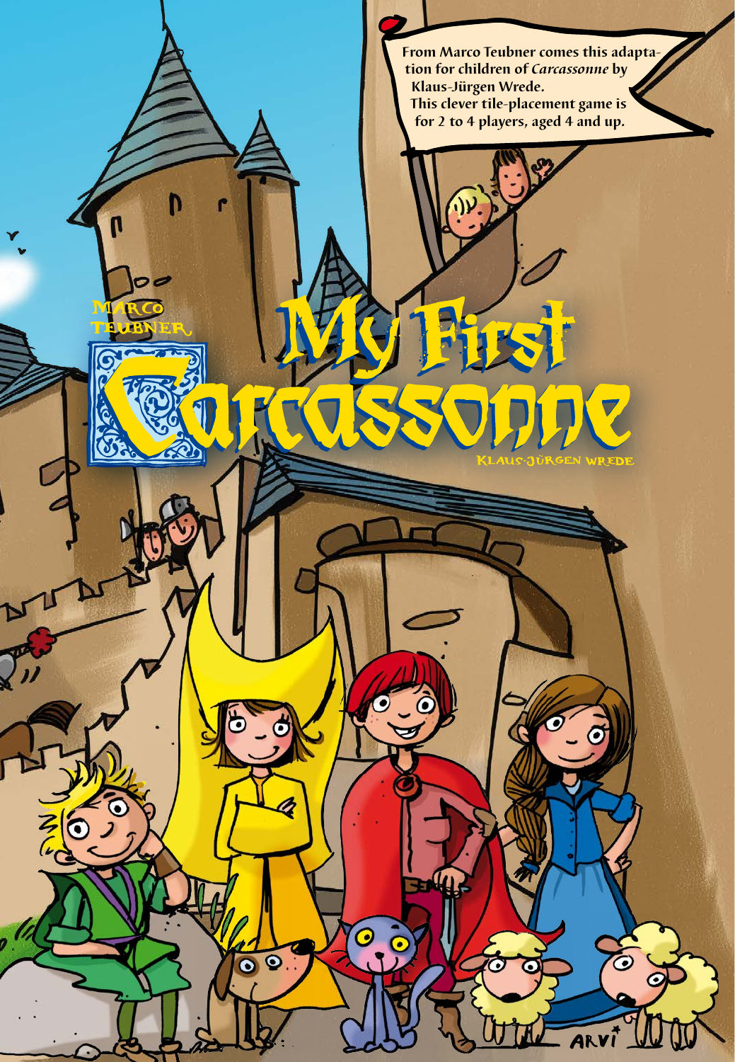From Marco Teubner comes this adaptation for children of *Carcassonne* by Klaus-Jürgen Wrede.
This clever tile-placement game is for 2 to 4 players, aged 4 and up.

Marco Teubner

# My First Carcassonne

Klaus-Jürgen Wrede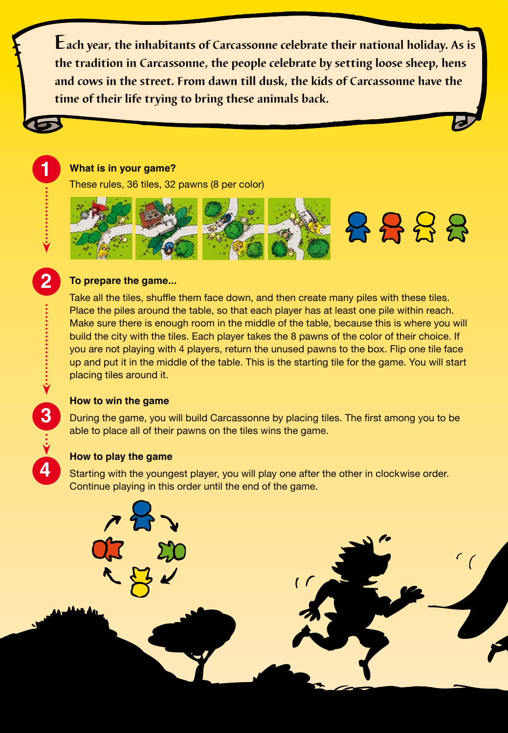*Each year, the inhabitants of Carcassonne celebrate their national holiday. As is the tradition in Carcassonne, the people celebrate by setting loose sheep, hens and cows in the street. From dawn till dusk, the kids of Carcassonne have the time of their life trying to bring these animals back.*

## 1 What is in your game?

These rules, 36 tiles, 32 pawns (8 per color)

## 2 To prepare the game...

Take all the tiles, shuffle them face down, and then create many piles with these tiles. Place the piles around the table, so that each player has at least one pile within reach. Make sure there is enough room in the middle of the table, because this is where you will build the city with the tiles. Each player takes the 8 pawns of the color of their choice. If you are not playing with 4 players, return the unused pawns to the box. Flip one tile face up and put it in the middle of the table. This is the starting tile for the game. You will start placing tiles around it.

## 3 How to win the game

During the game, you will build Carcassonne by placing tiles. The first among you to be able to place all of their pawns on the tiles wins the game.

## 4 How to play the game

Starting with the youngest player, you will play one after the other in clockwise order. Continue playing in this order until the end of the game.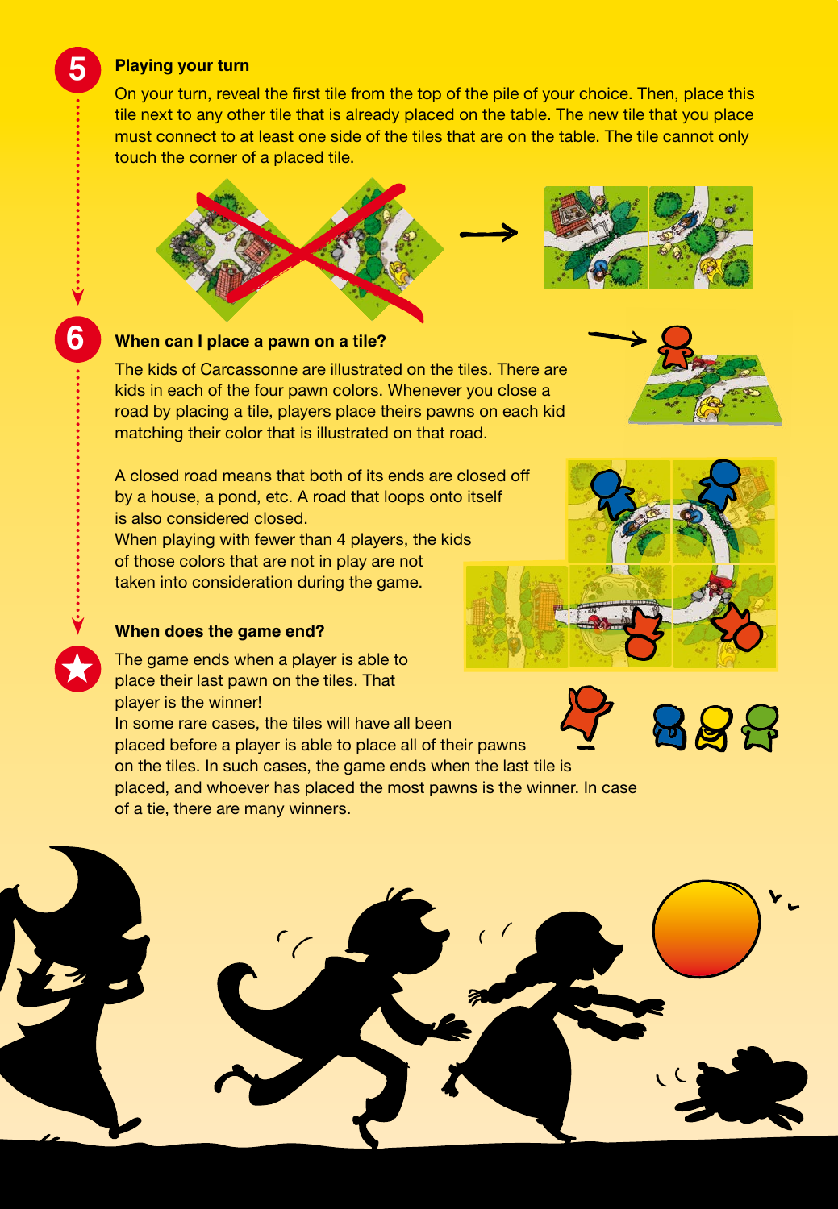## 5 Playing your turn

On your turn, reveal the first tile from the top of the pile of your choice. Then, place this tile next to any other tile that is already placed on the table. The new tile that you place must connect to at least one side of the tiles that are on the table. The tile cannot only touch the corner of a placed tile.

## 6 When can I place a pawn on a tile?

The kids of Carcassonne are illustrated on the tiles. There are kids in each of the four pawn colors. Whenever you close a road by placing a tile, players place theirs pawns on each kid matching their color that is illustrated on that road.

A closed road means that both of its ends are closed off by a house, a pond, etc. A road that loops onto itself is also considered closed.
When playing with fewer than 4 players, the kids of those colors that are not in play are not taken into consideration during the game.

### When does the game end?

The game ends when a player is able to place their last pawn on the tiles. That player is the winner!
In some rare cases, the tiles will have all been placed before a player is able to place all of their pawns on the tiles. In such cases, the game ends when the last tile is placed, and whoever has placed the most pawns is the winner. In case of a tie, there are many winners.